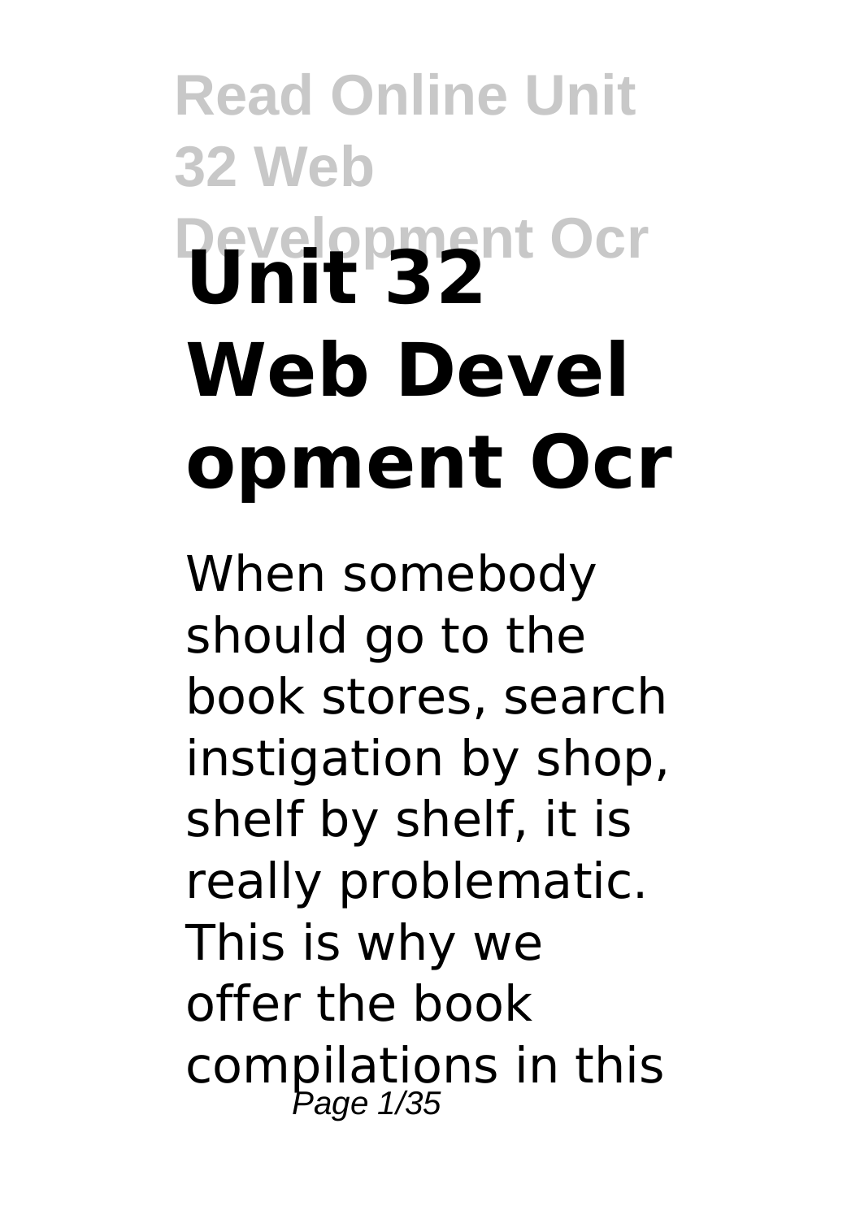# Unit 32 Web Development Ocr

When somebody should go to the book stores, search instigation by shop, shelf by shelf, it is really problematic. This is why we offer the book compilations in this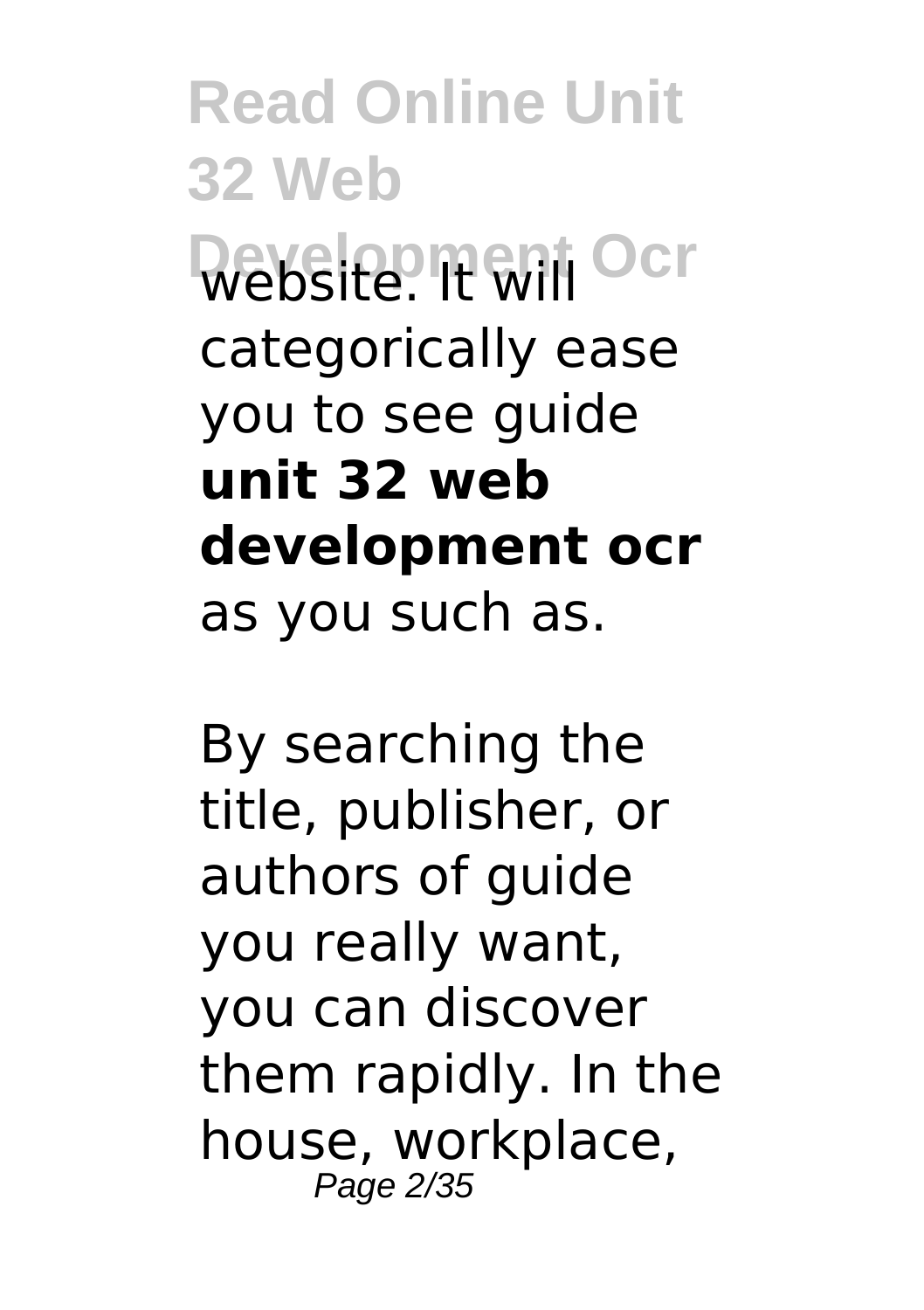website. It will categorically ease you to see guide **unit 32 web development ocr** as you such as.

By searching the title, publisher, or authors of guide you really want, you can discover them rapidly. In the house, workplace,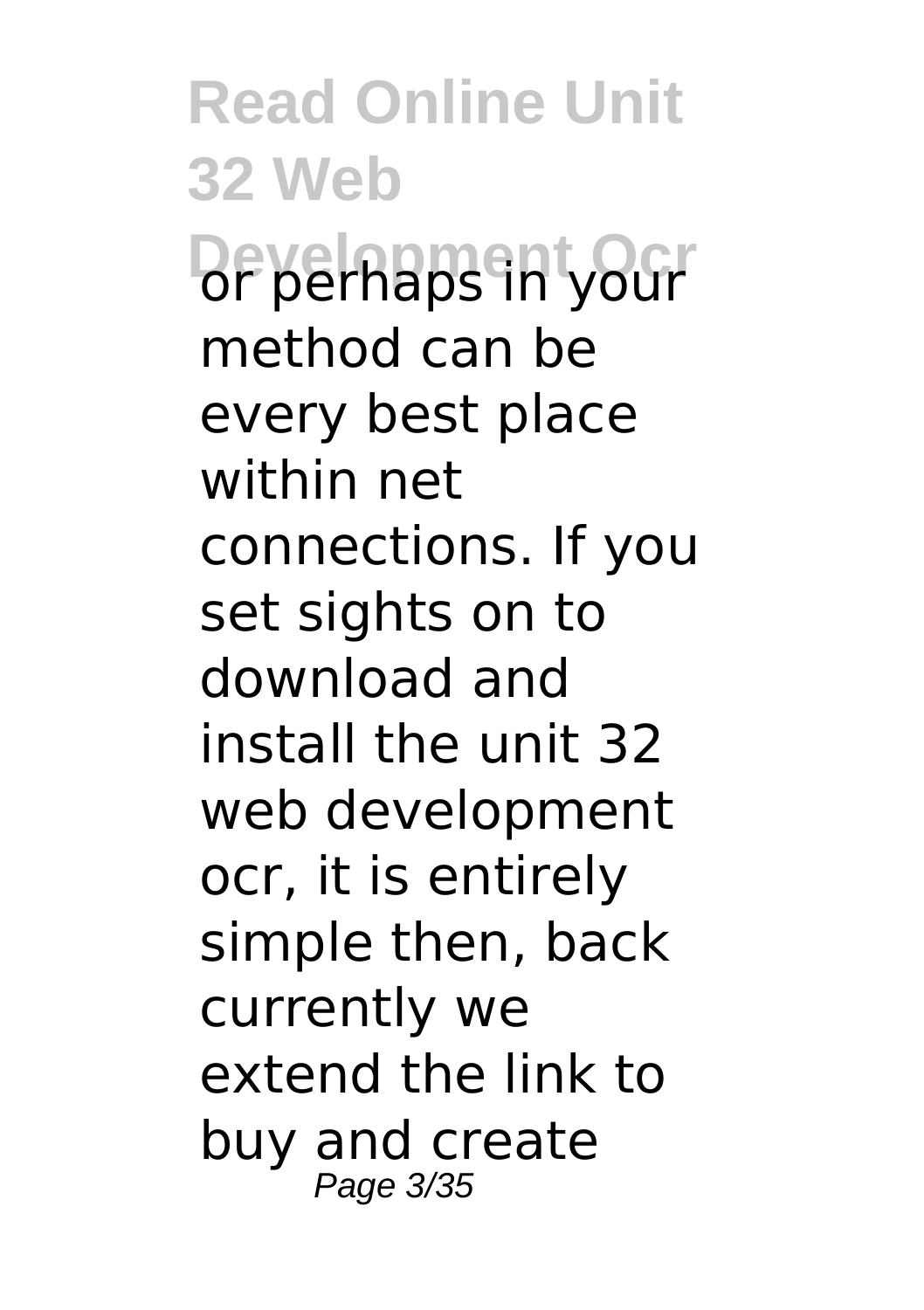or perhaps in your method can be every best place within net connections. If you set sights on to download and install the unit 32 web development ocr, it is entirely simple then, back currently we extend the link to buy and create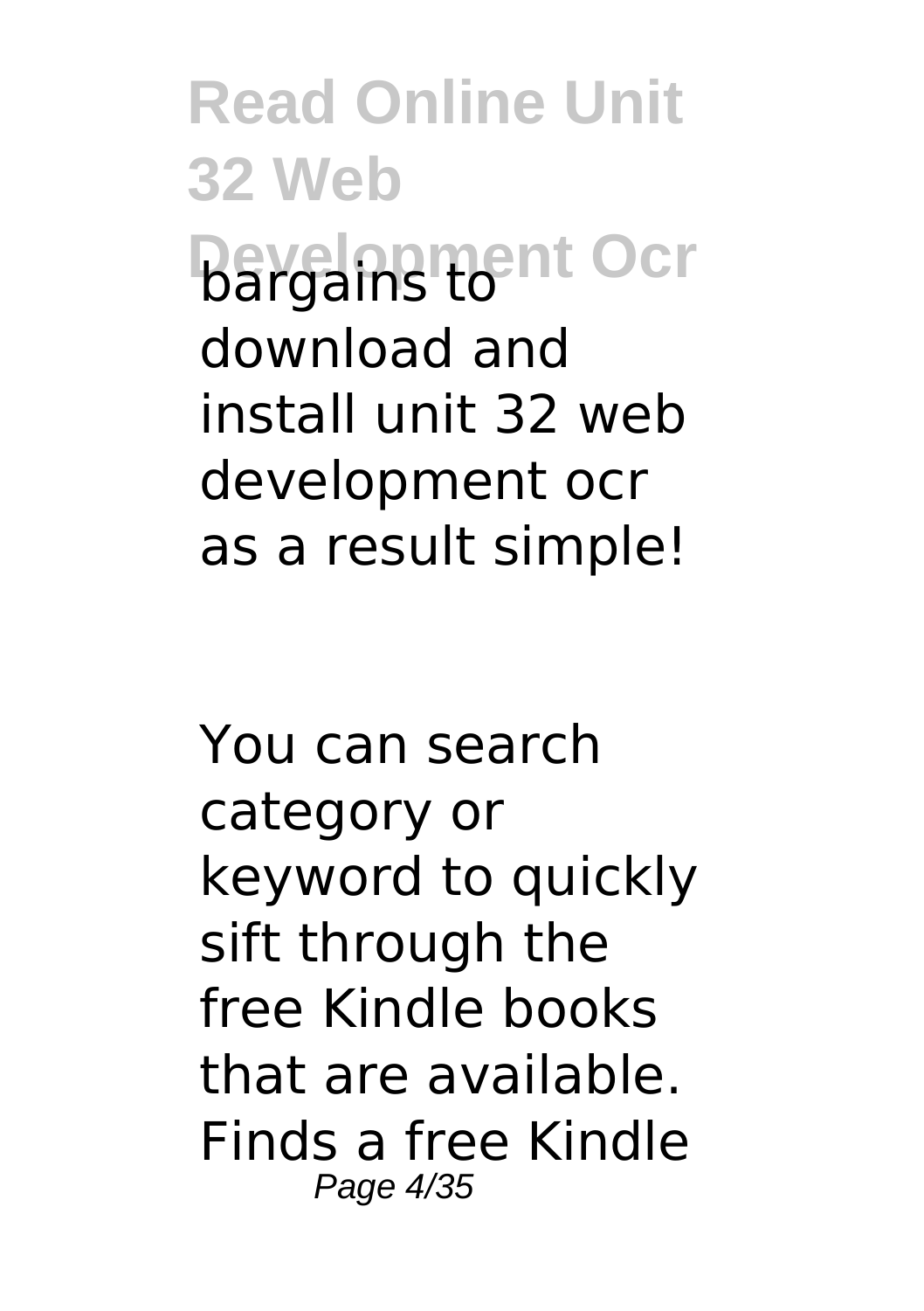bargains to download and install unit 32 web development ocr as a result simple!

You can search category or keyword to quickly sift through the free Kindle books that are available. Finds a free Kindle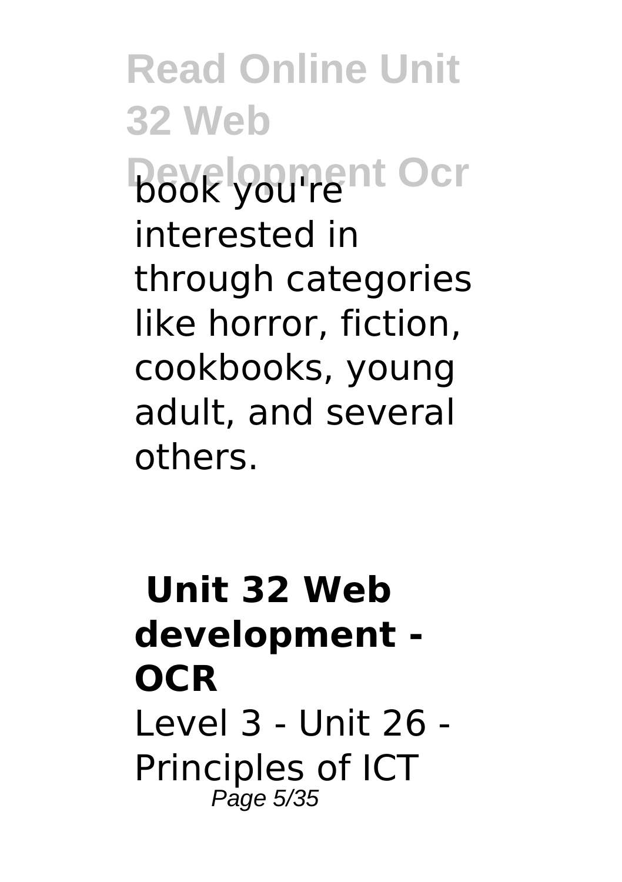book you're interested in through categories like horror, fiction, cookbooks, young adult, and several others.

## Unit 32 Web development - OCR

Level 3 - Unit 26 - Principles of ICT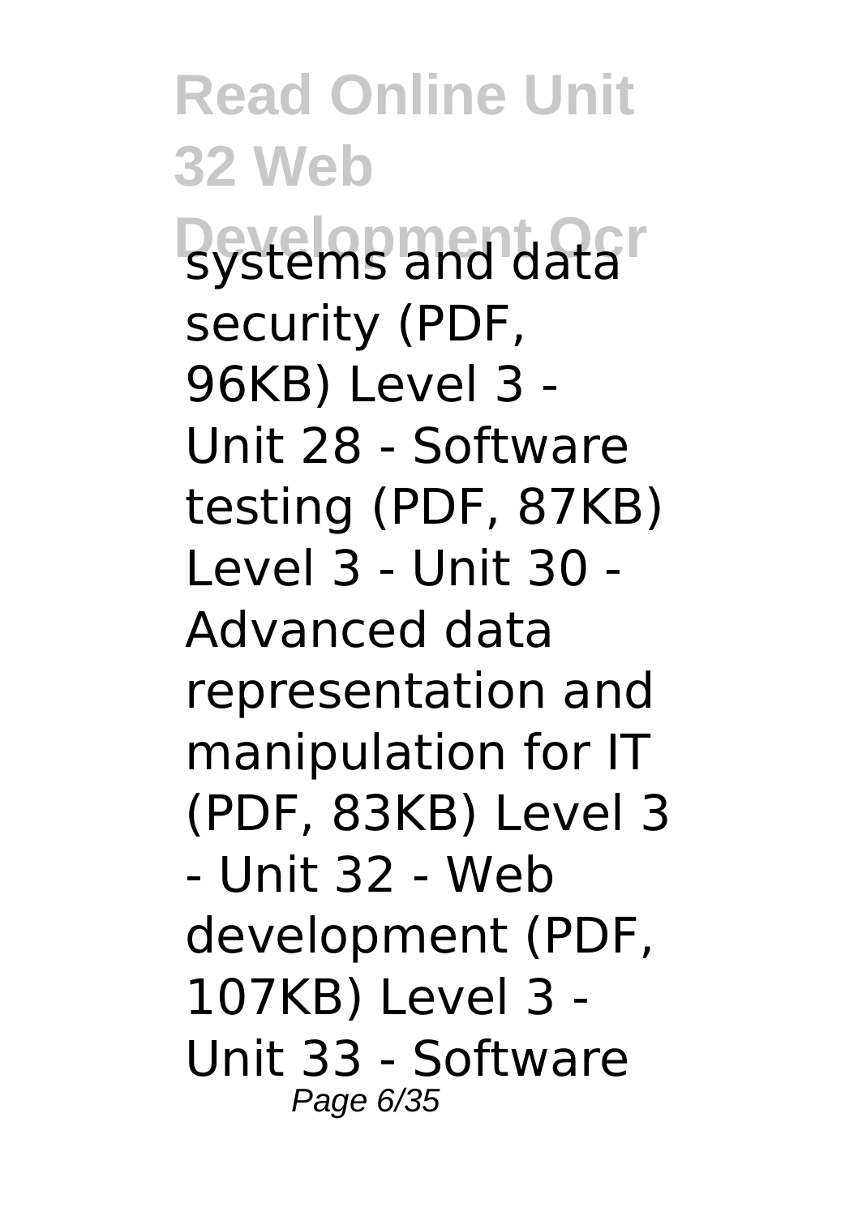systems and data security (PDF, 96KB) Level 3 - Unit 28 - Software testing (PDF, 87KB) Level 3 - Unit 30 - Advanced data representation and manipulation for IT (PDF, 83KB) Level 3 - Unit 32 - Web development (PDF, 107KB) Level 3 - Unit 33 - Software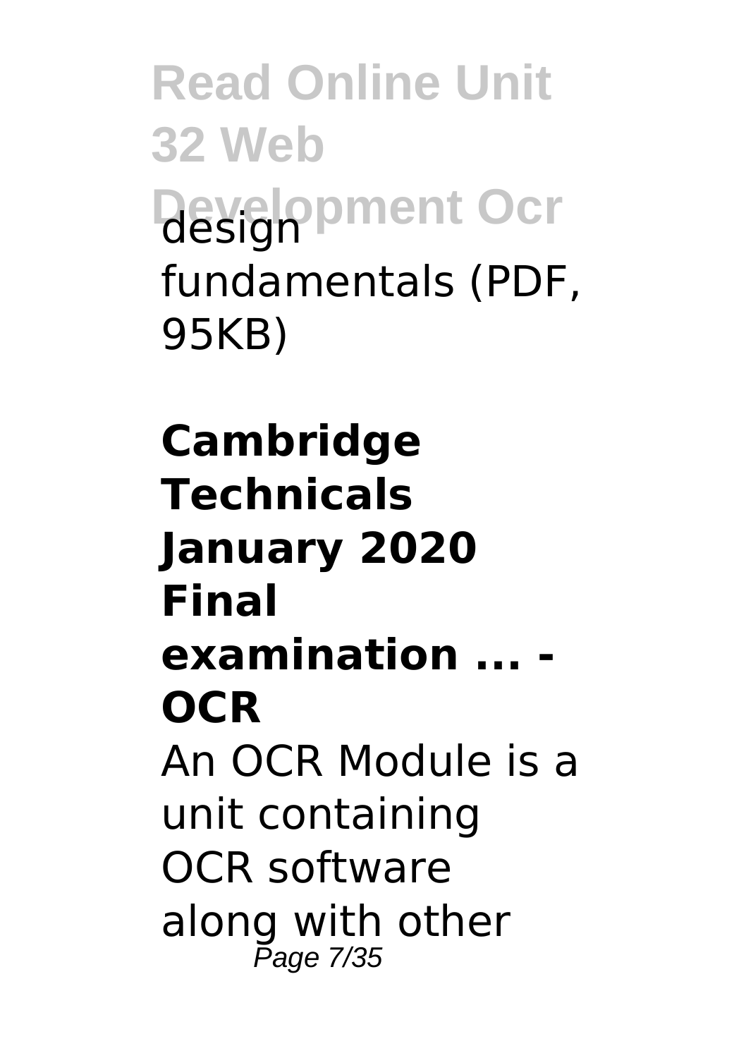design fundamentals (PDF, 95KB)

**Cambridge Technicals January 2020 Final examination ... - OCR**

An OCR Module is a unit containing OCR software along with other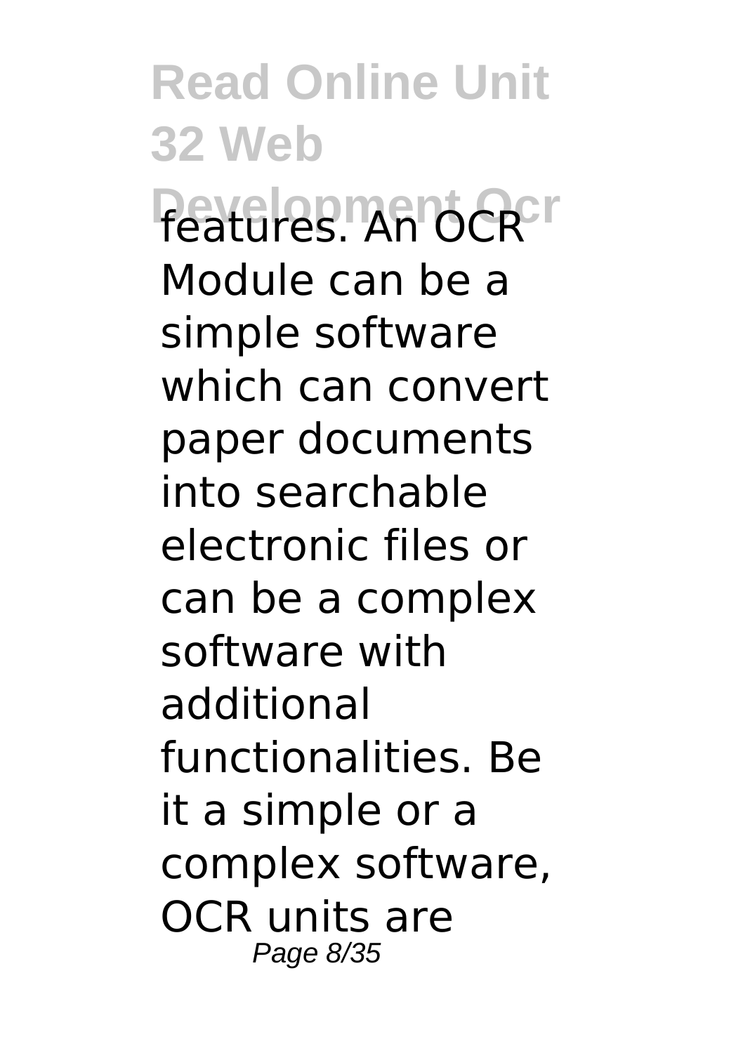features. An OCR Module can be a simple software which can convert paper documents into searchable electronic files or can be a complex software with additional functionalities. Be it a simple or a complex software, OCR units are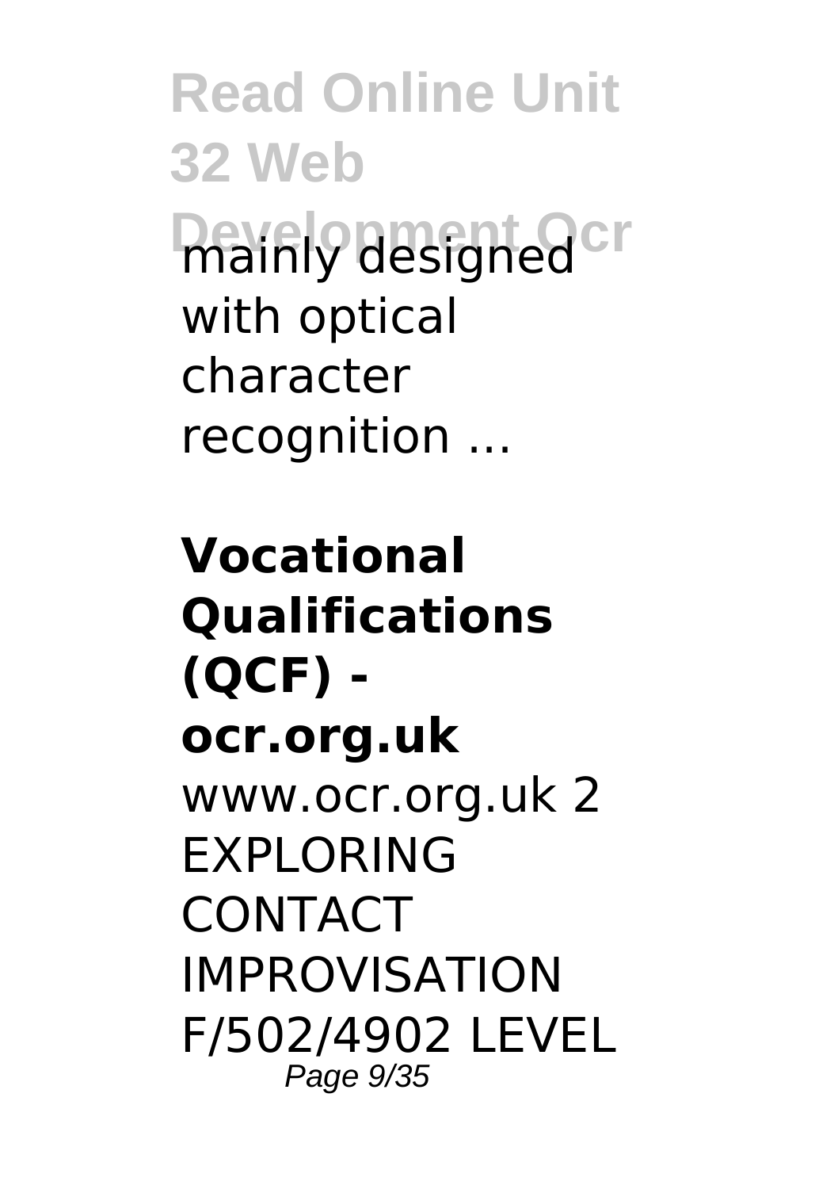mainly designed with optical character recognition ...

**Vocational Qualifications (QCF) - ocr.org.uk**

www.ocr.org.uk 2 EXPLORING CONTACT IMPROVISATION F/502/4902 LEVEL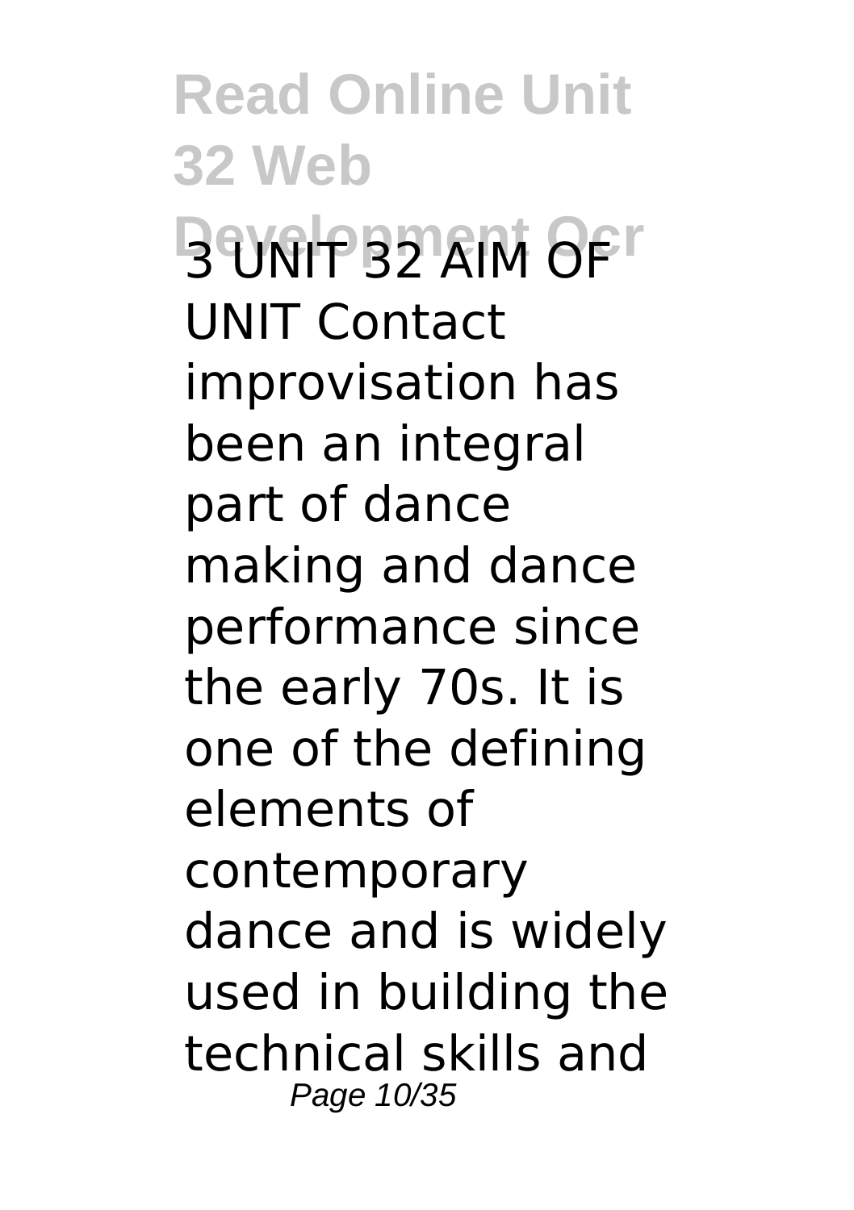3 UNIT 32 AIM OF UNIT Contact improvisation has been an integral part of dance making and dance performance since the early 70s. It is one of the defining elements of contemporary dance and is widely used in building the technical skills and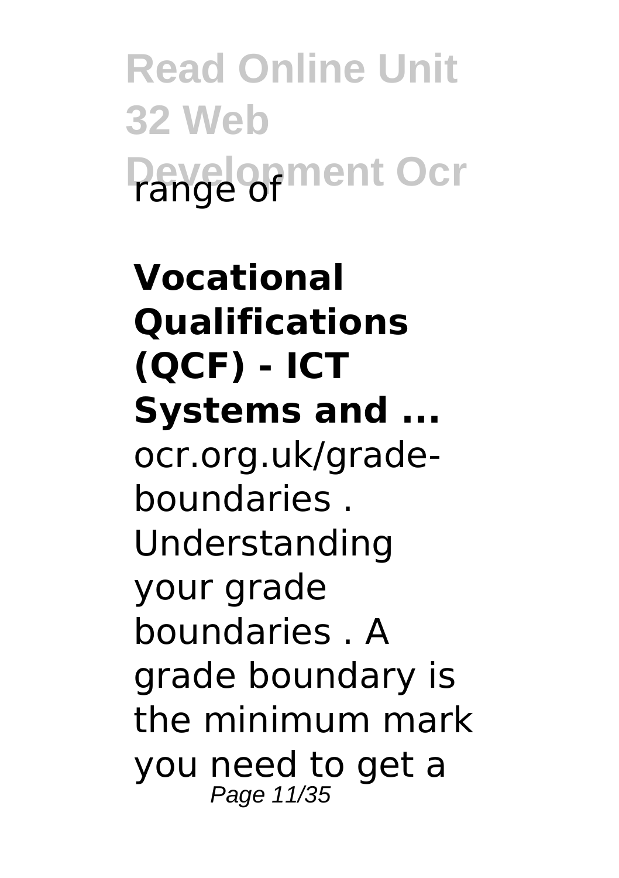range of

**Vocational Qualifications (QCF) - ICT Systems and ...**

ocr.org.uk/grade-boundaries . Understanding your grade boundaries . A grade boundary is the minimum mark you need to get a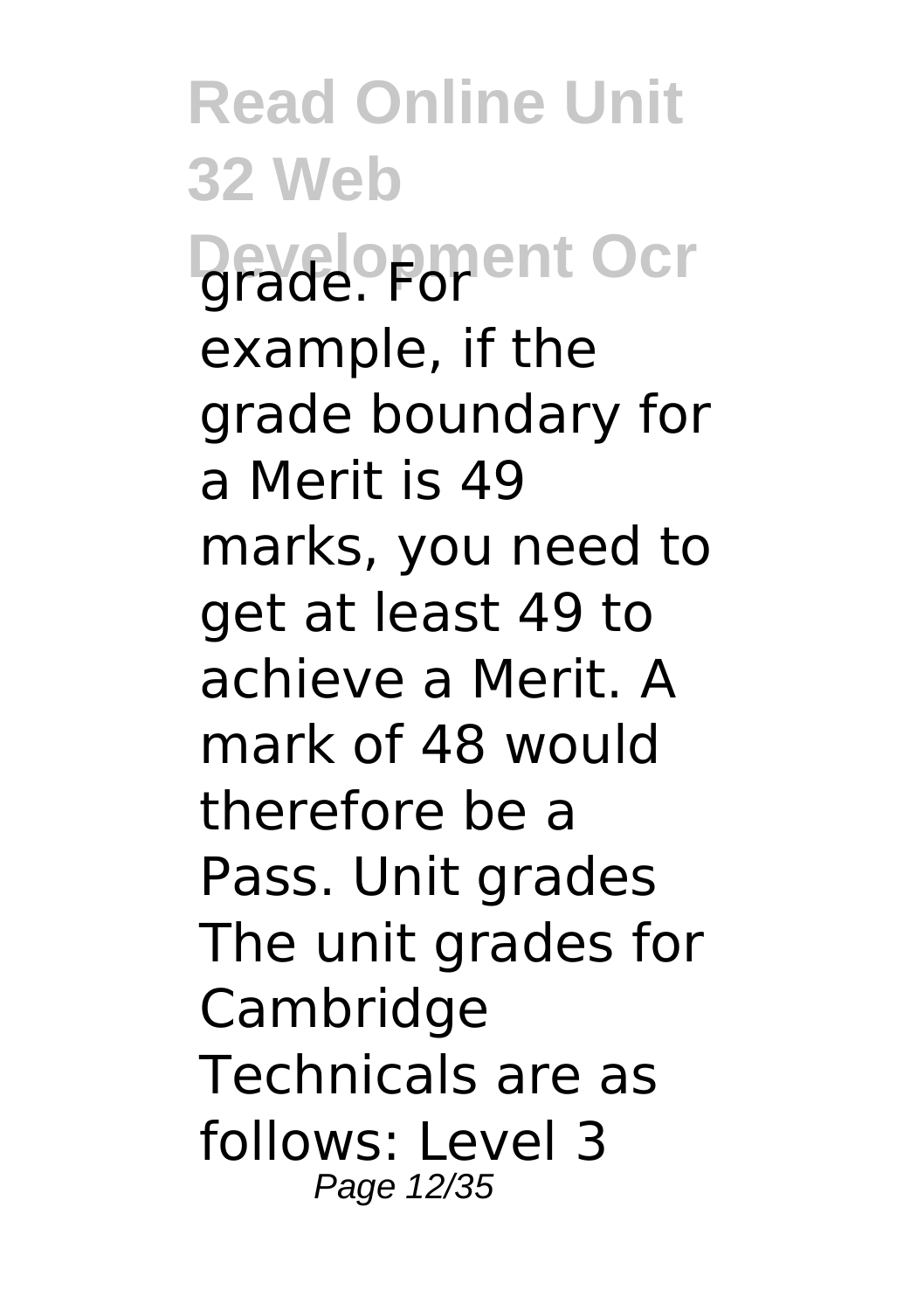grade. For example, if the grade boundary for a Merit is 49 marks, you need to get at least 49 to achieve a Merit. A mark of 48 would therefore be a Pass. Unit grades The unit grades for Cambridge Technicals are as follows: Level 3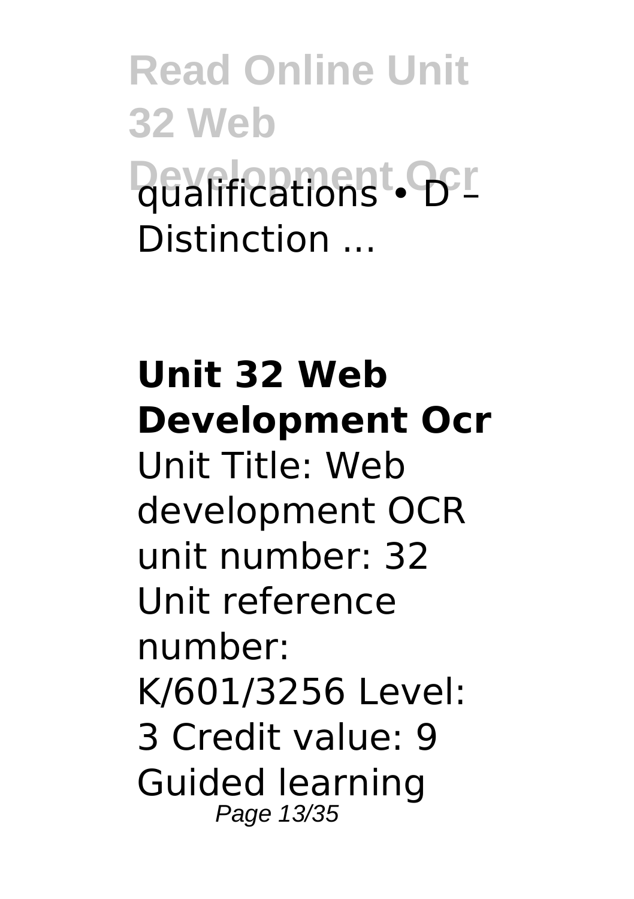qualifications • D – Distinction ...

## Unit 32 Web Development Ocr

Unit Title: Web development OCR unit number: 32 Unit reference number: K/601/3256 Level: 3 Credit value: 9 Guided learning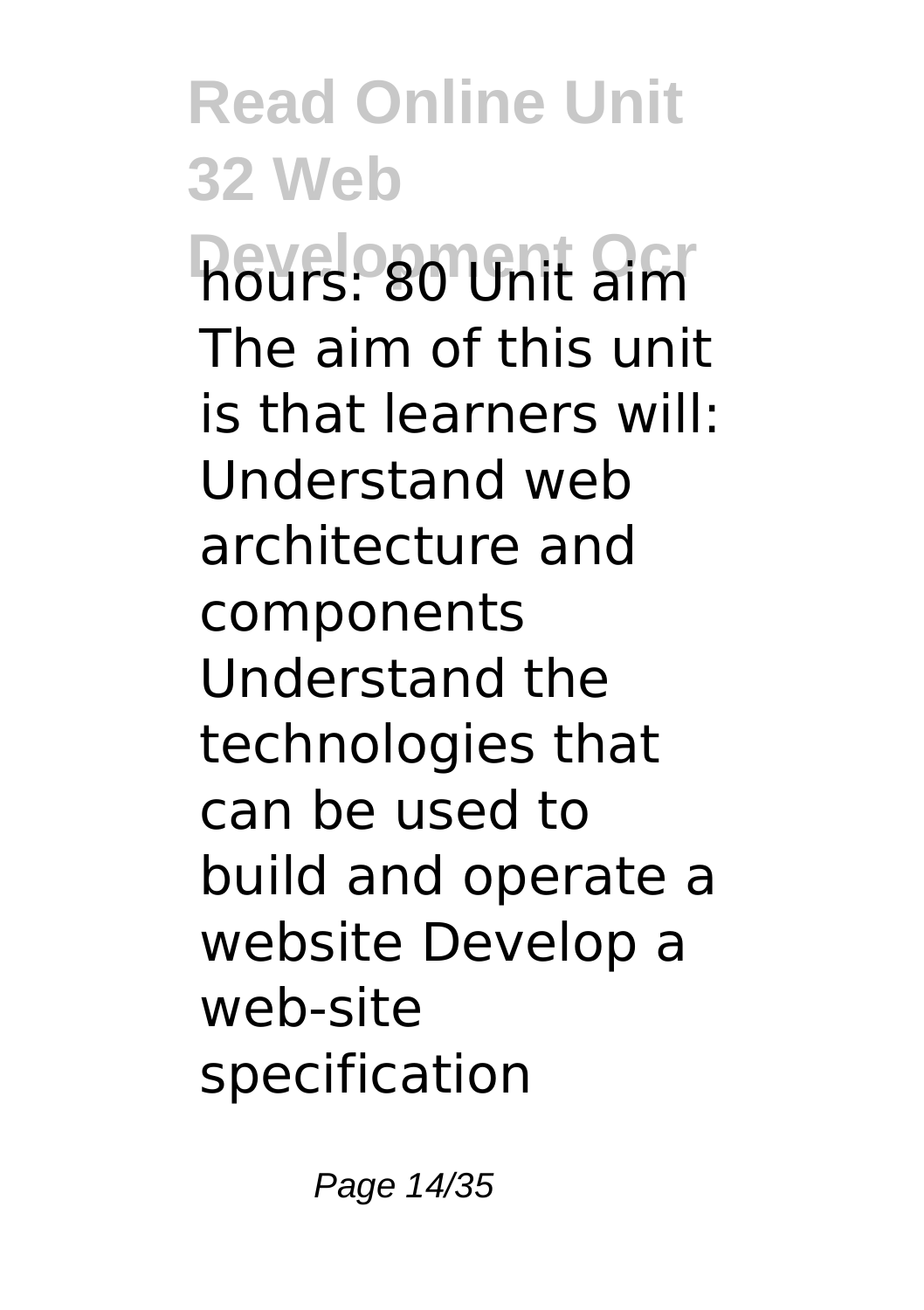hours: 80 Unit aim The aim of this unit is that learners will: Understand web architecture and components Understand the technologies that can be used to build and operate a website Develop a web-site specification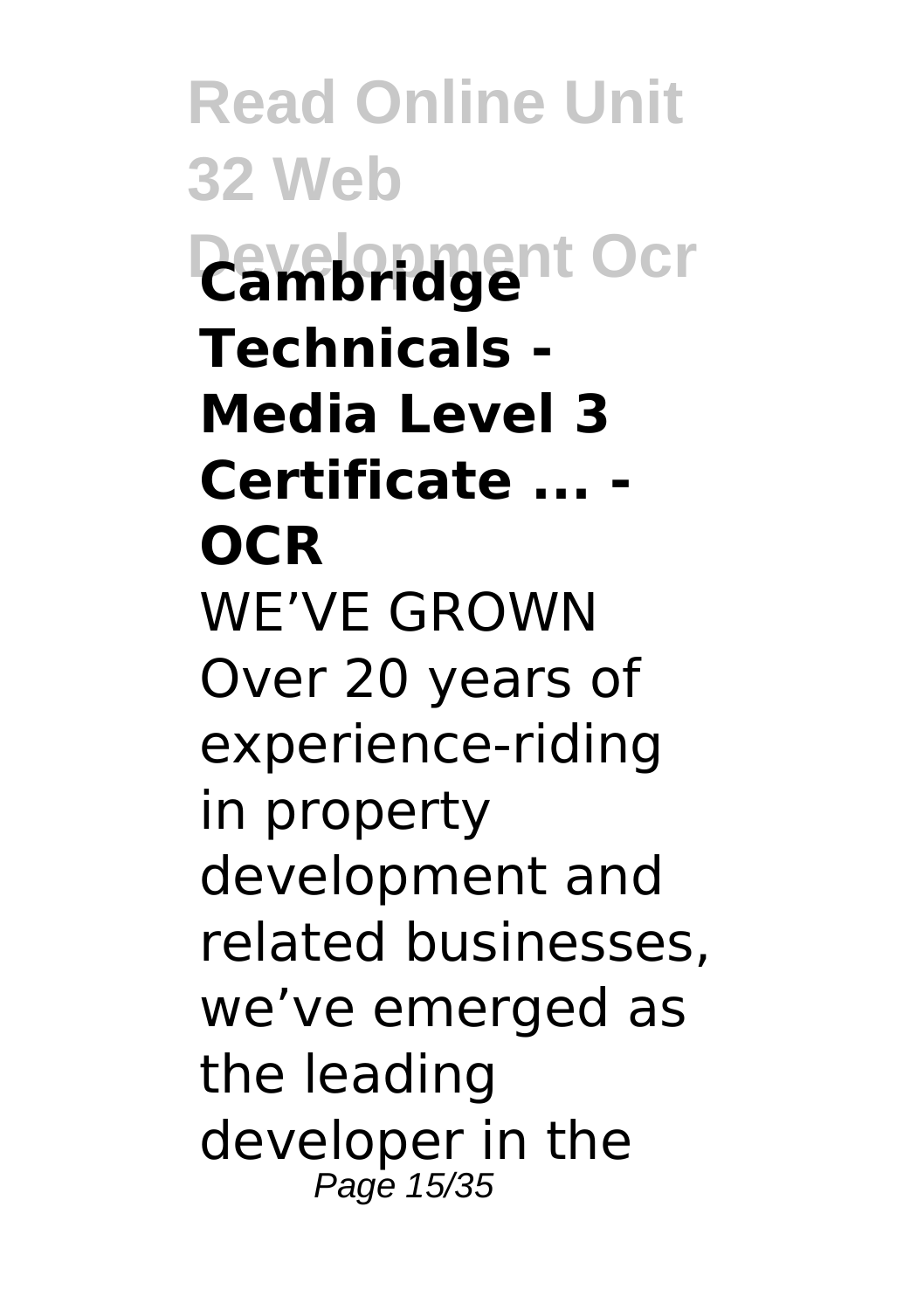**Cambridge Technicals - Media Level 3 Certificate ... - OCR**

WE’VE GROWN Over 20 years of experience-riding in property development and related businesses, we’ve emerged as the leading developer in the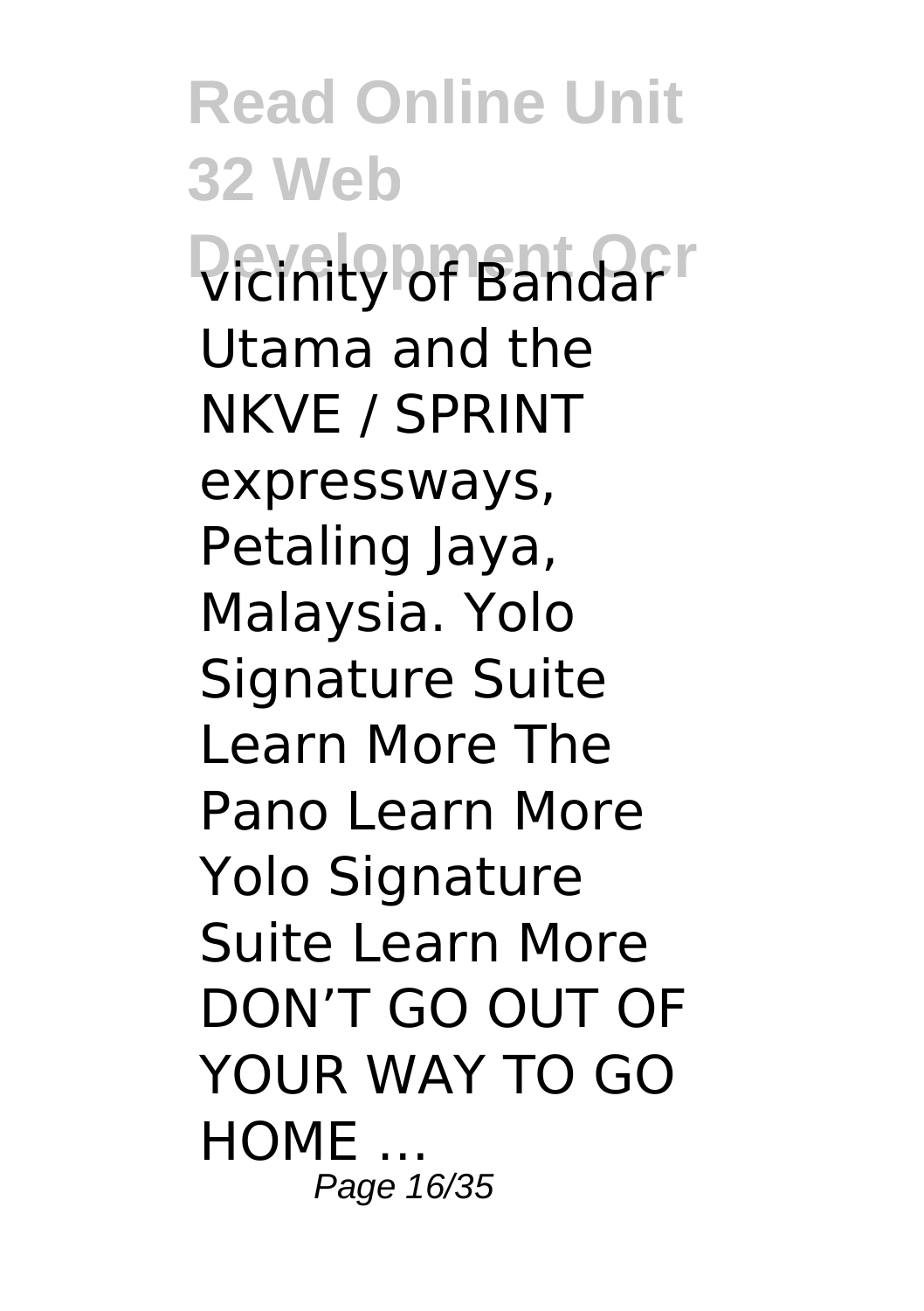vicinity of Bandar Utama and the NKVE / SPRINT expressways, Petaling Jaya, Malaysia. Yolo Signature Suite Learn More The Pano Learn More Yolo Signature Suite Learn More DON'T GO OUT OF YOUR WAY TO GO HOME ...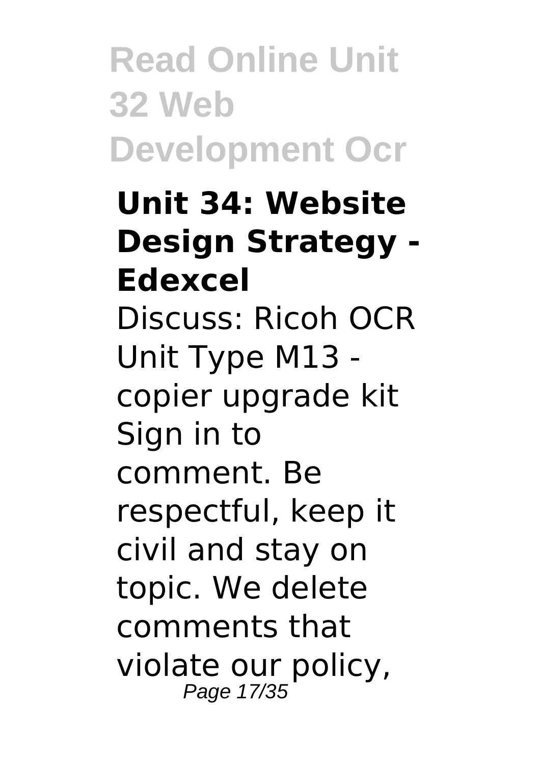## Unit 34: Website Design Strategy - Edexcel

Discuss: Ricoh OCR Unit Type M13 - copier upgrade kit Sign in to comment. Be respectful, keep it civil and stay on topic. We delete comments that violate our policy,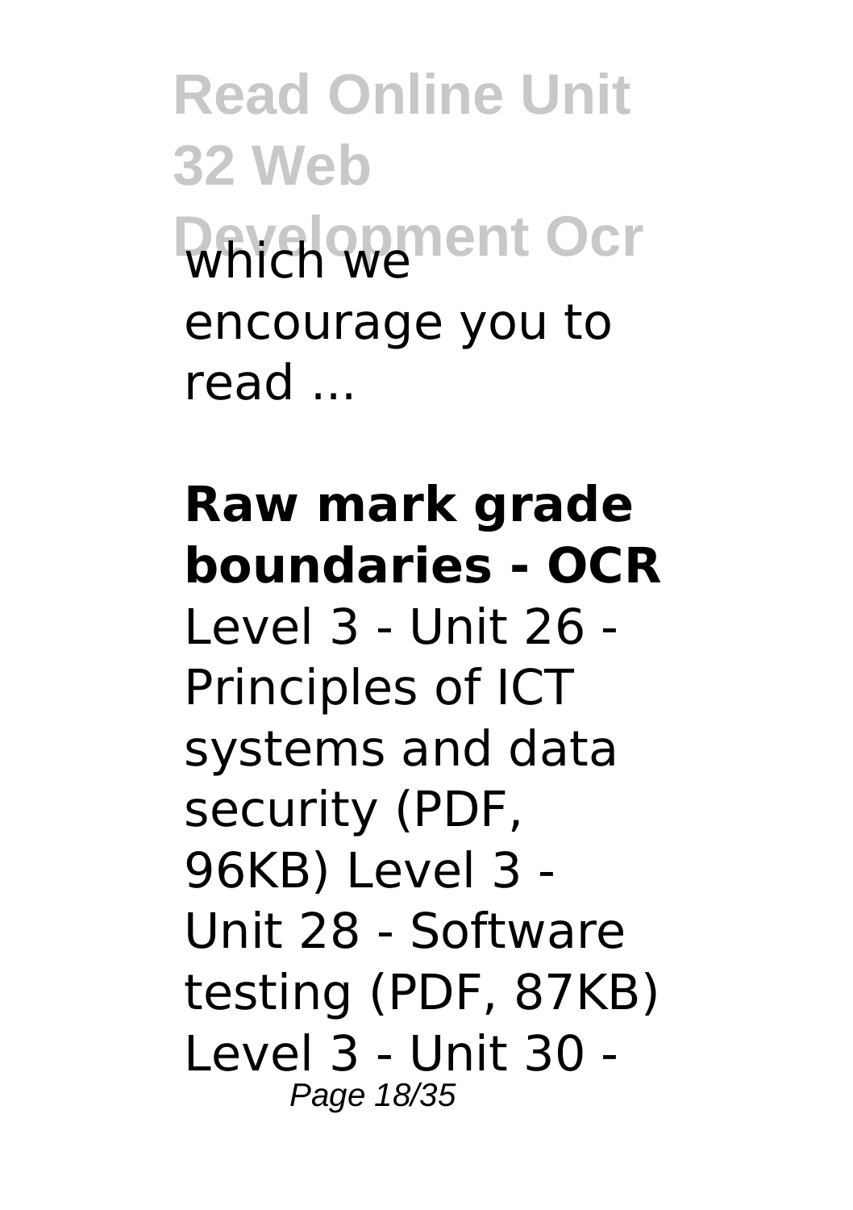which we encourage you to read ...

**Raw mark grade boundaries - OCR**

Level 3 - Unit 26 - Principles of ICT systems and data security (PDF, 96KB) Level 3 - Unit 28 - Software testing (PDF, 87KB) Level 3 - Unit 30 -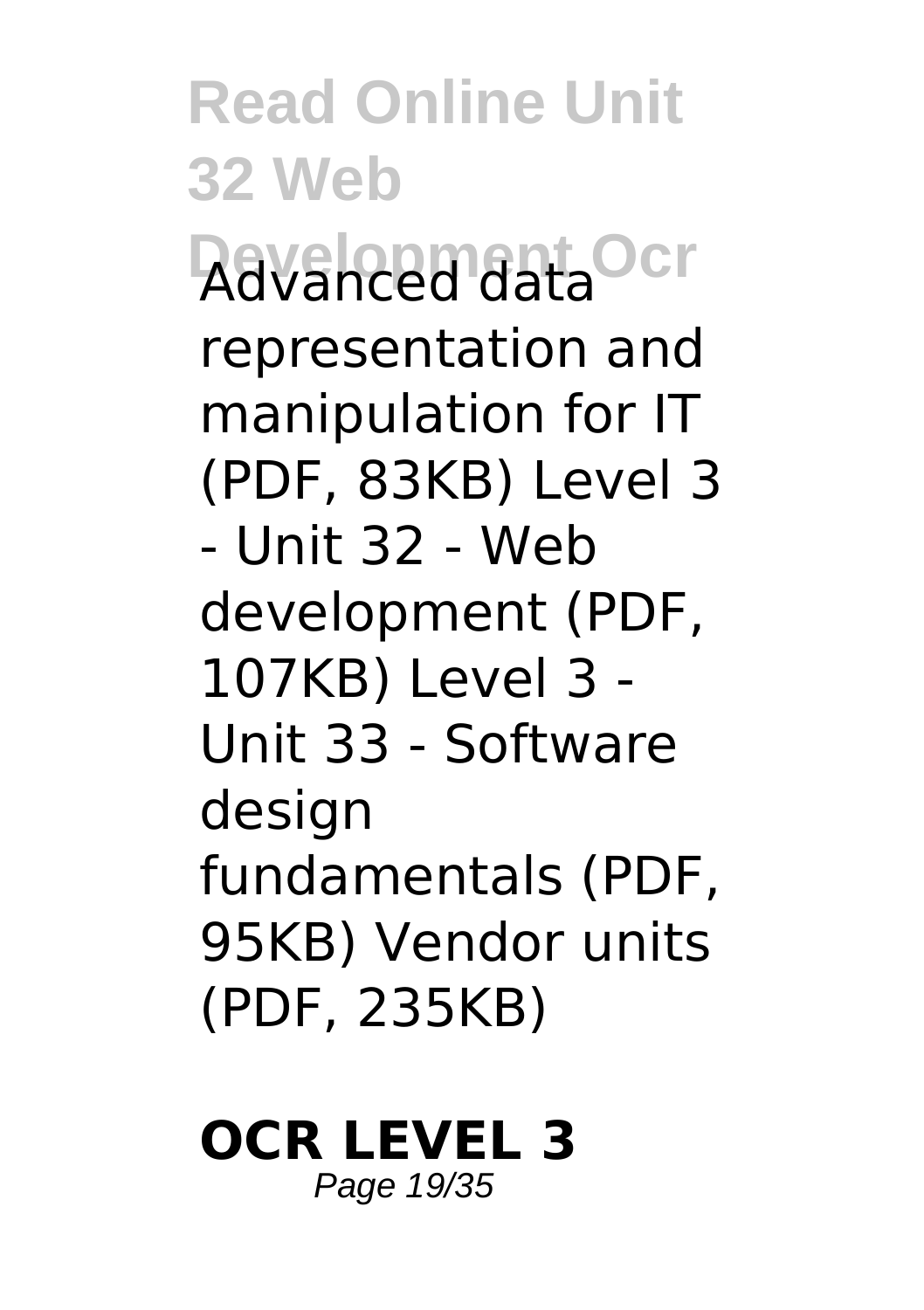Advanced data representation and manipulation for IT (PDF, 83KB) Level 3 - Unit 32 - Web development (PDF, 107KB) Level 3 - Unit 33 - Software design fundamentals (PDF, 95KB) Vendor units (PDF, 235KB)

**OCR LEVEL 3**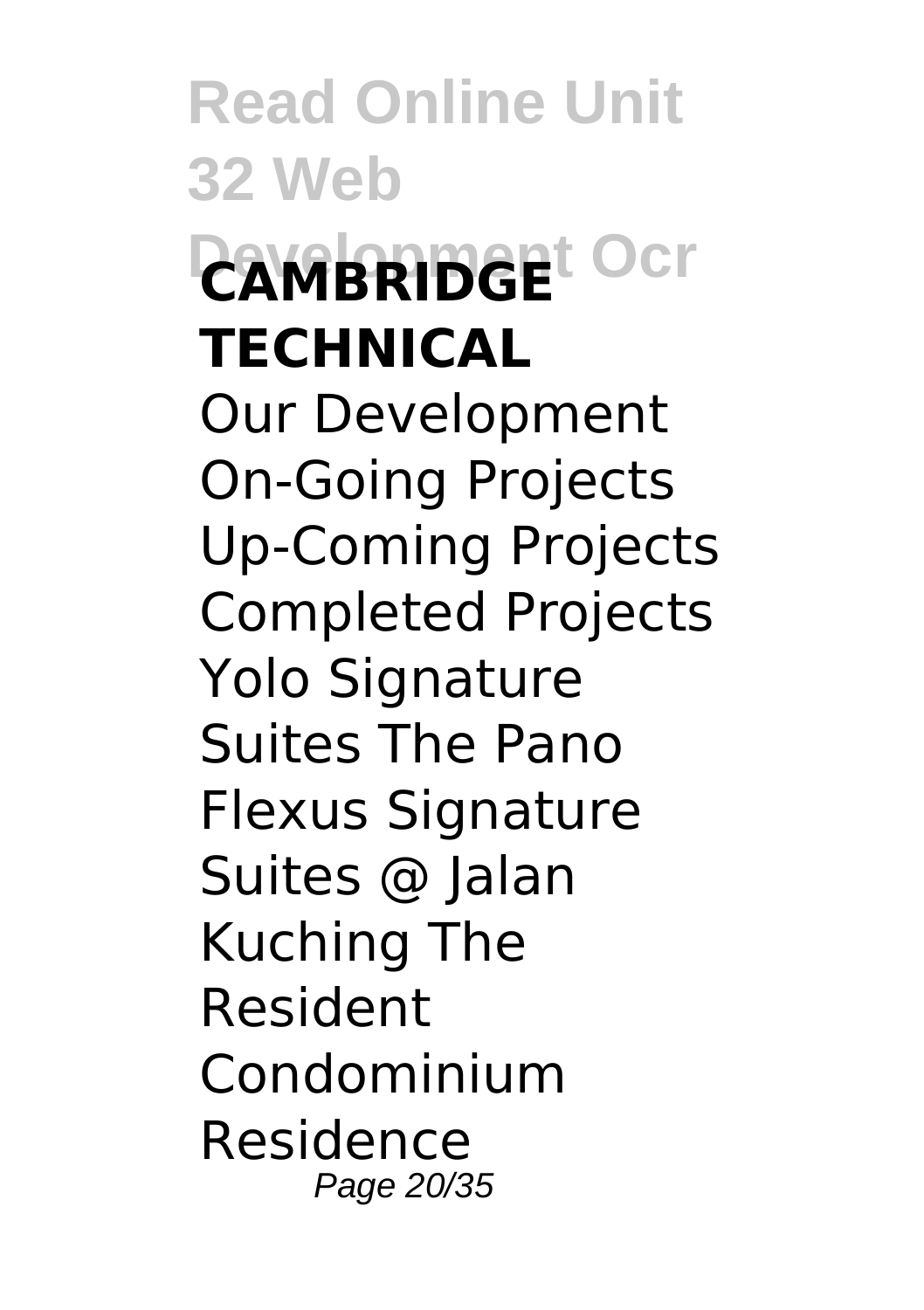**CAMBRIDGE TECHNICAL**

Our Development On-Going Projects Up-Coming Projects Completed Projects Yolo Signature Suites The Pano Flexus Signature Suites @ Jalan Kuching The Resident Condominium Residence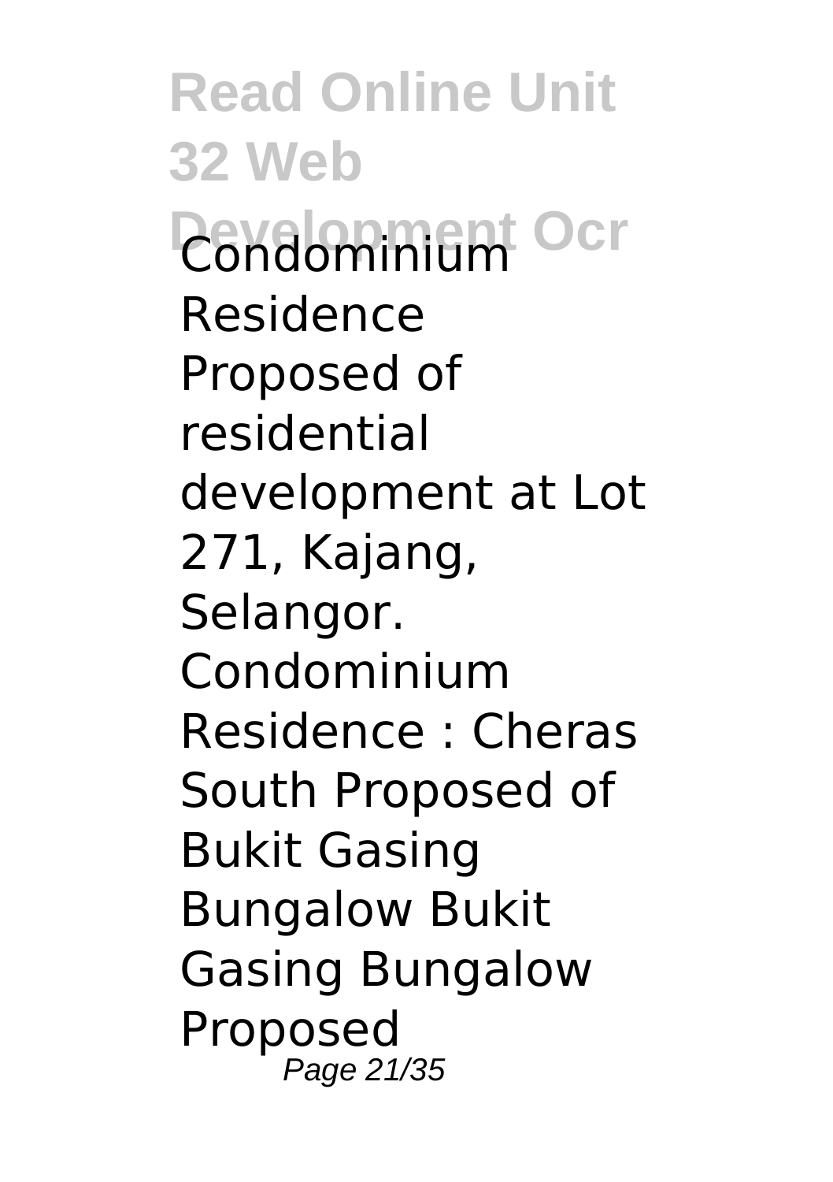Condominium Residence Proposed of residential development at Lot 271, Kajang, Selangor. Condominium Residence : Cheras South Proposed of Bukit Gasing Bungalow Bukit Gasing Bungalow Proposed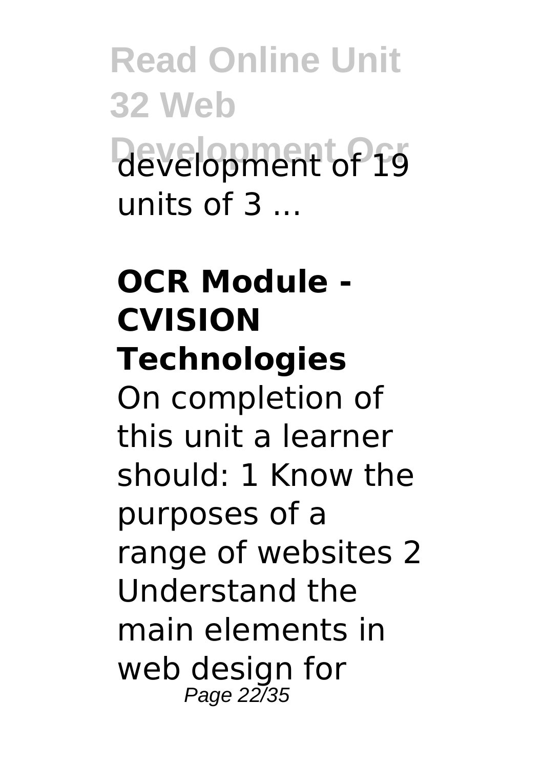development of 19 units of 3 ...

**OCR Module - CVISION Technologies**

On completion of this unit a learner should: 1 Know the purposes of a range of websites 2 Understand the main elements in web design for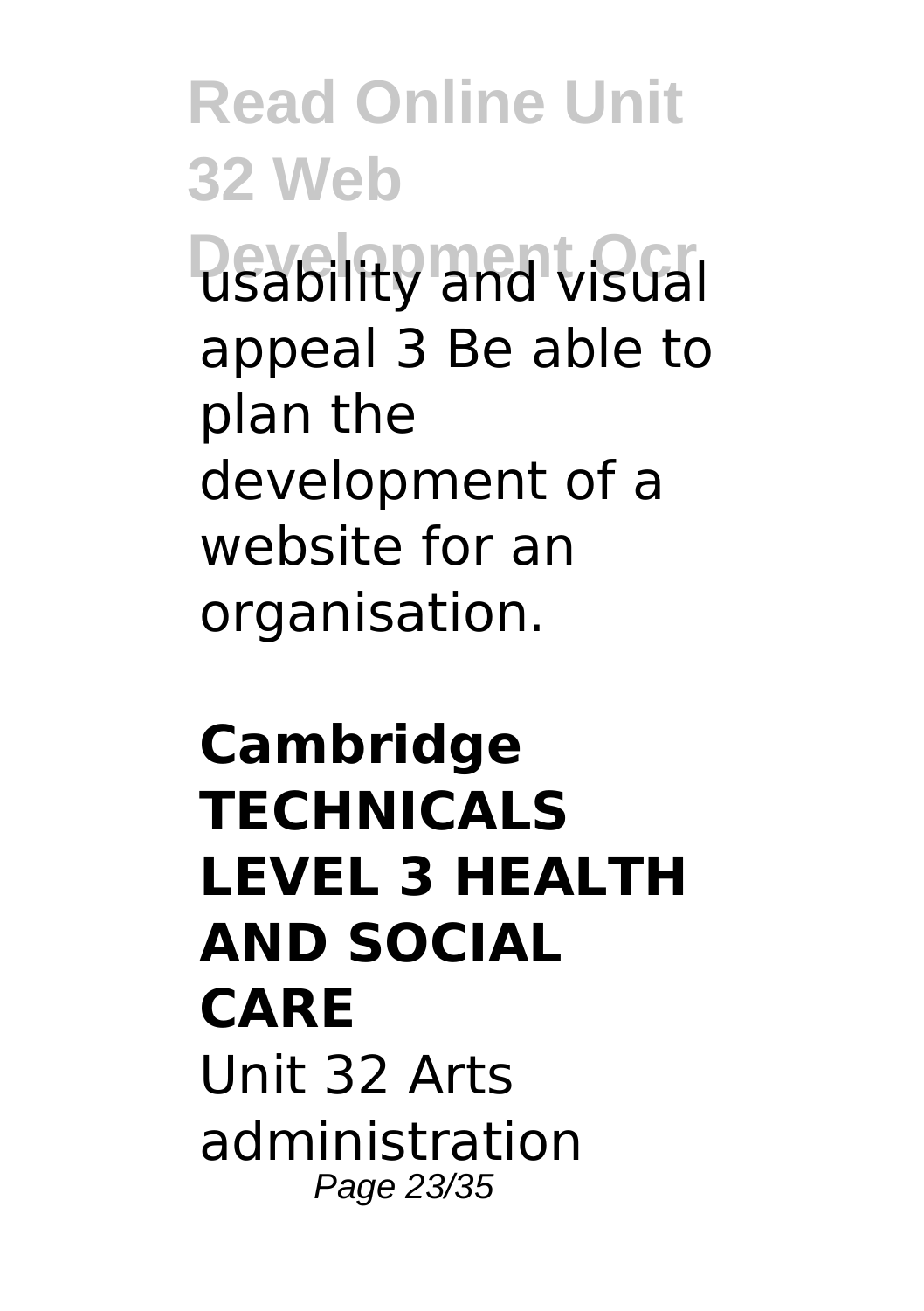usability and visual appeal 3 Be able to plan the development of a website for an organisation.

**Cambridge TECHNICALS LEVEL 3 HEALTH AND SOCIAL CARE**

Unit 32 Arts administration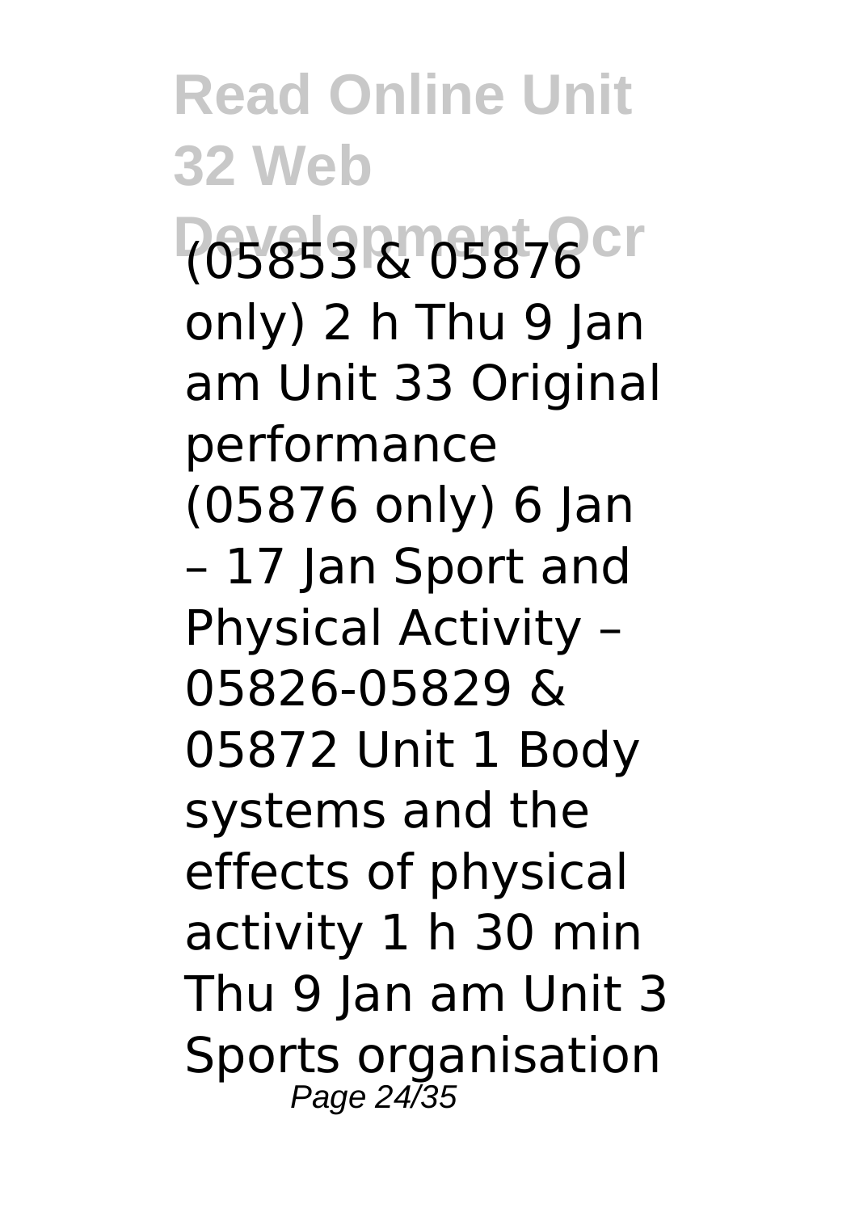(05853 & 05876 only) 2 h Thu 9 Jan am Unit 33 Original performance (05876 only) 6 Jan – 17 Jan Sport and Physical Activity – 05826-05829 & 05872 Unit 1 Body systems and the effects of physical activity 1 h 30 min Thu 9 Jan am Unit 3 Sports organisation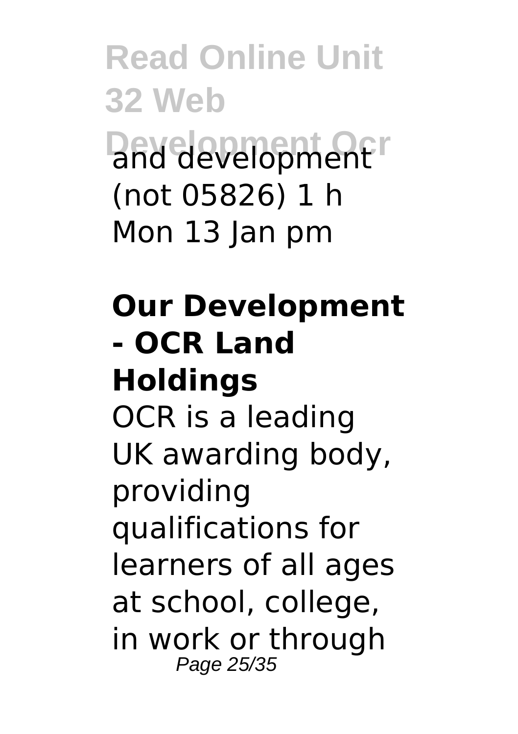and development (not 05826) 1 h Mon 13 Jan pm

**Our Development - OCR Land Holdings**

OCR is a leading UK awarding body, providing qualifications for learners of all ages at school, college, in work or through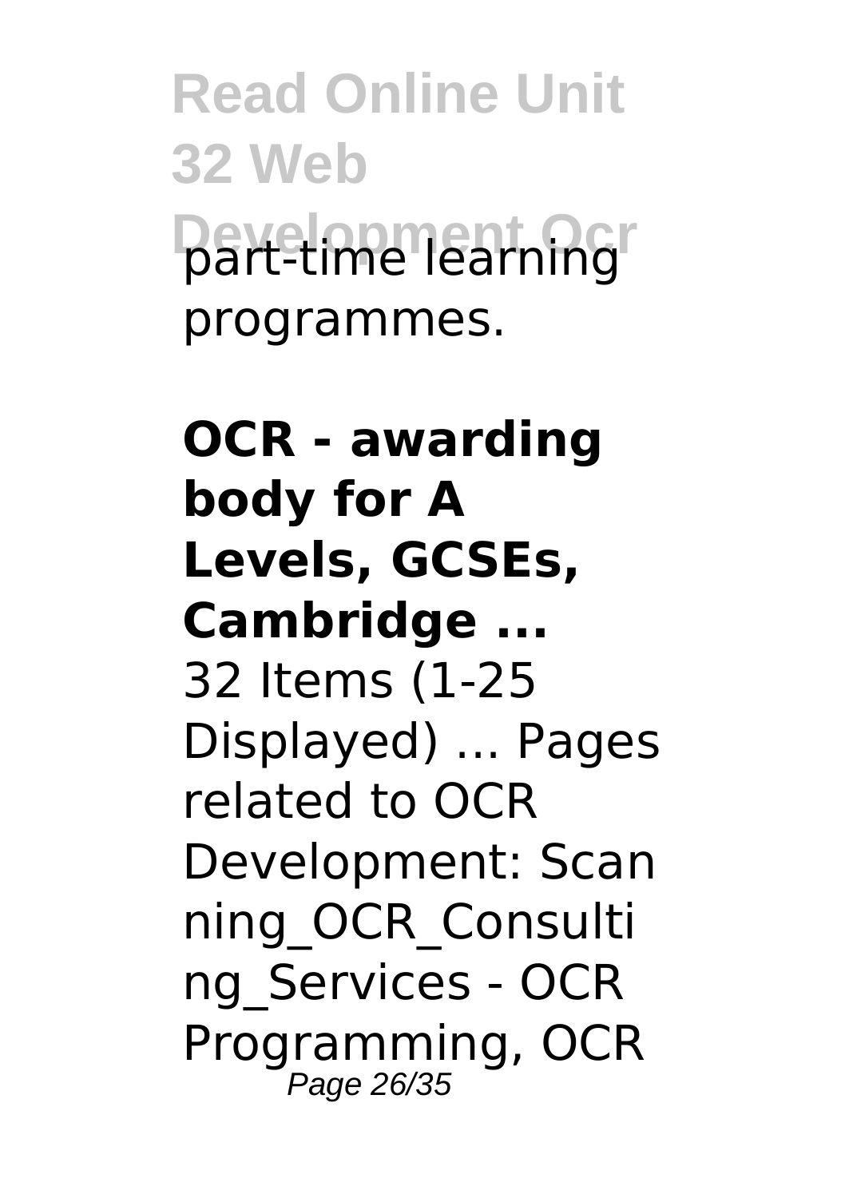part-time learning programmes.

**OCR - awarding body for A Levels, GCSEs, Cambridge ...**

32 Items (1-25 Displayed) ... Pages related to OCR Development: Scanning_OCR_Consulting_Services - OCR Programming, OCR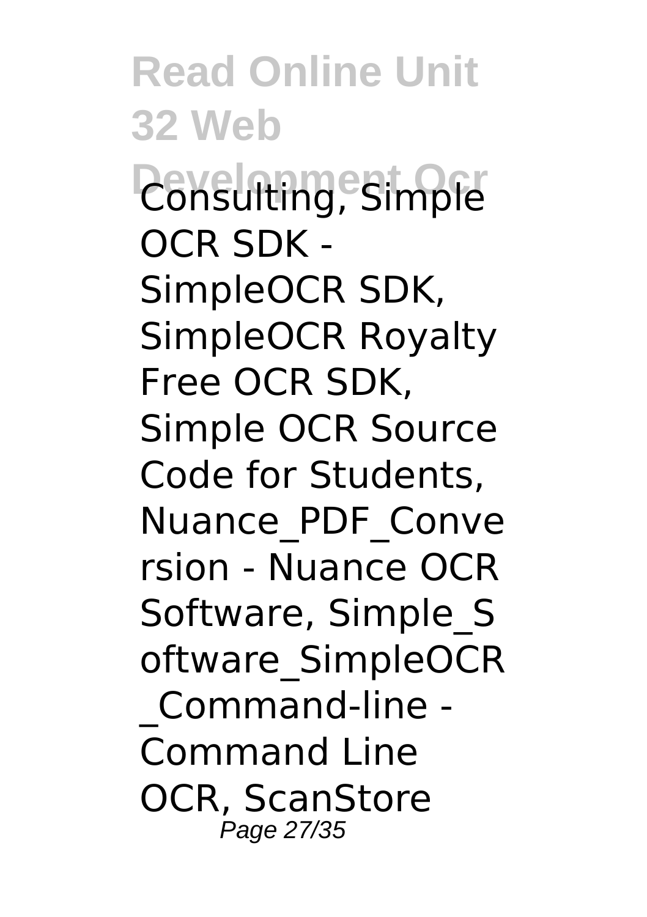Consulting, Simple OCR SDK - SimpleOCR SDK, SimpleOCR Royalty Free OCR SDK, Simple OCR Source Code for Students, Nuance_PDF_Conversion - Nuance OCR Software, Simple_Software_SimpleOCR_Command-line - Command Line OCR, ScanStore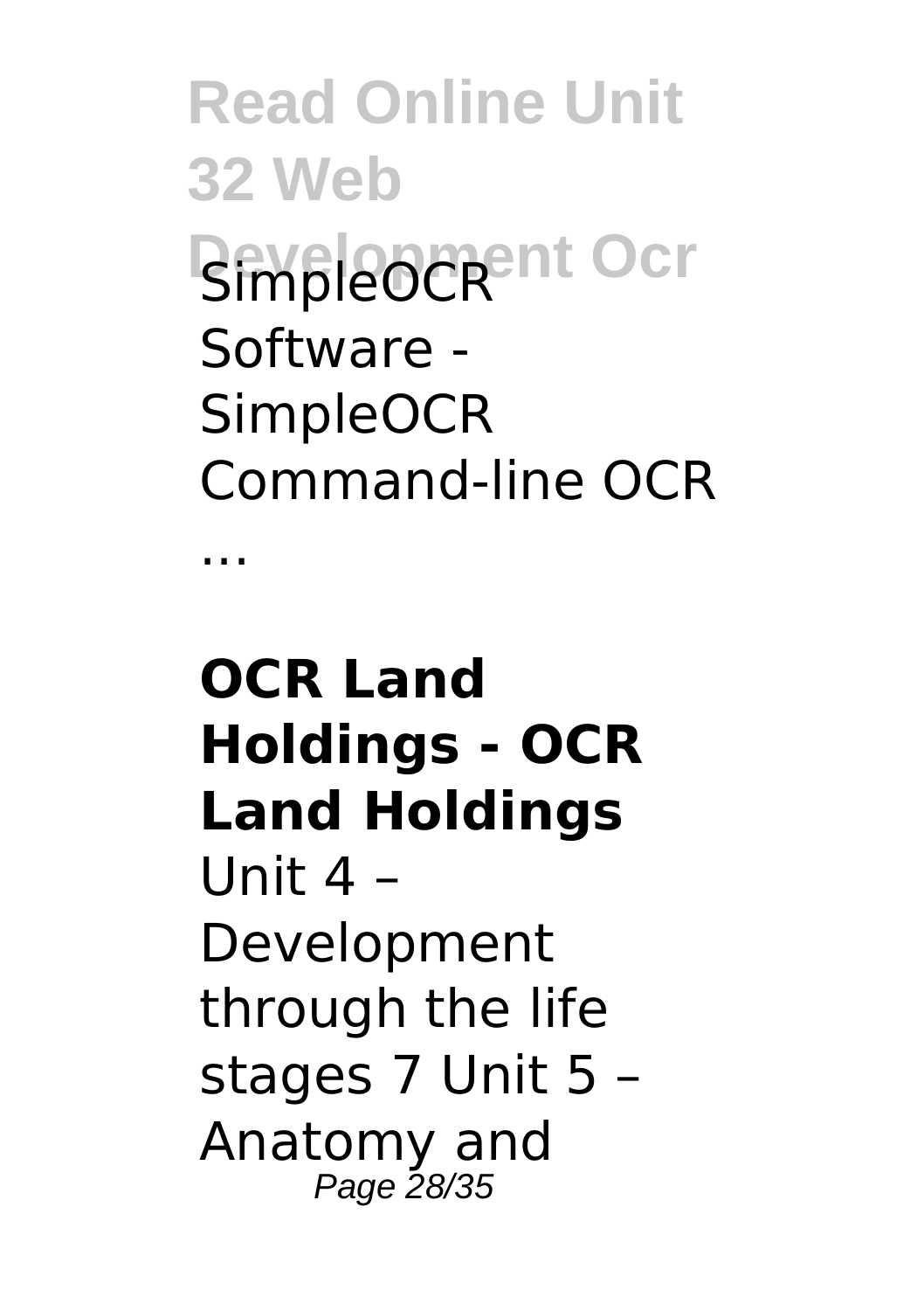SimpleOCR Software - SimpleOCR Command-line OCR ...

**OCR Land Holdings - OCR Land Holdings**

Unit 4 – Development through the life stages 7 Unit 5 – Anatomy and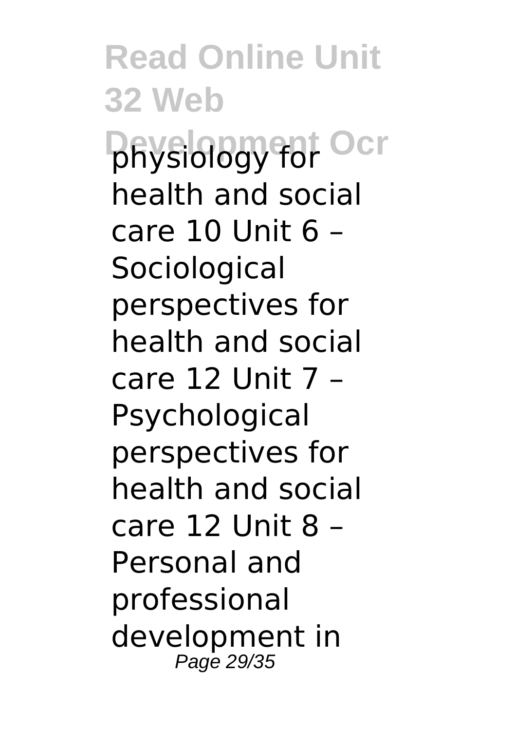physiology for health and social care 10 Unit 6 – Sociological perspectives for health and social care 12 Unit 7 – Psychological perspectives for health and social care 12 Unit 8 – Personal and professional development in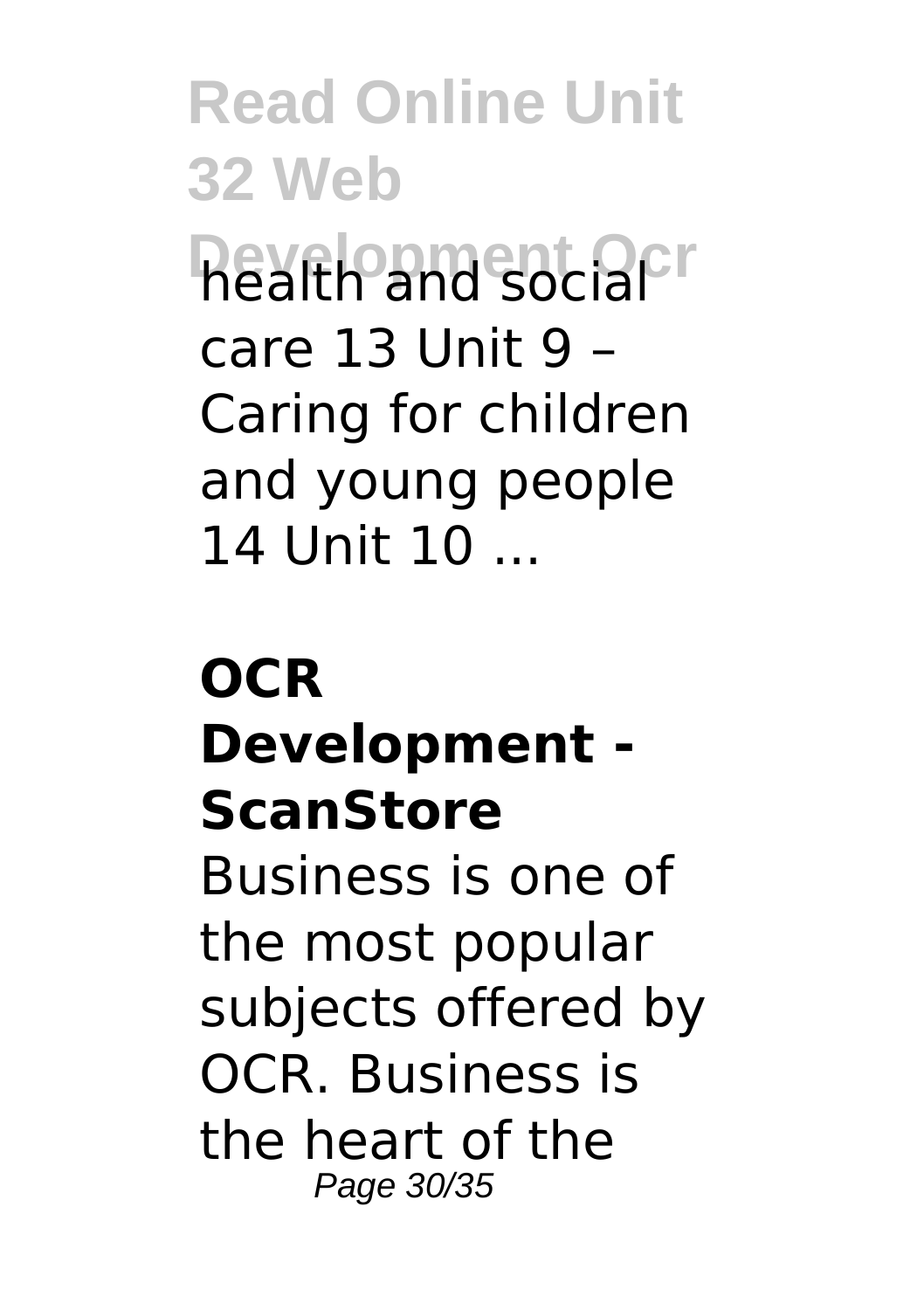health and social care 13 Unit 9 – Caring for children and young people 14 Unit 10 ...

**OCR Development - ScanStore**

Business is one of the most popular subjects offered by OCR. Business is the heart of the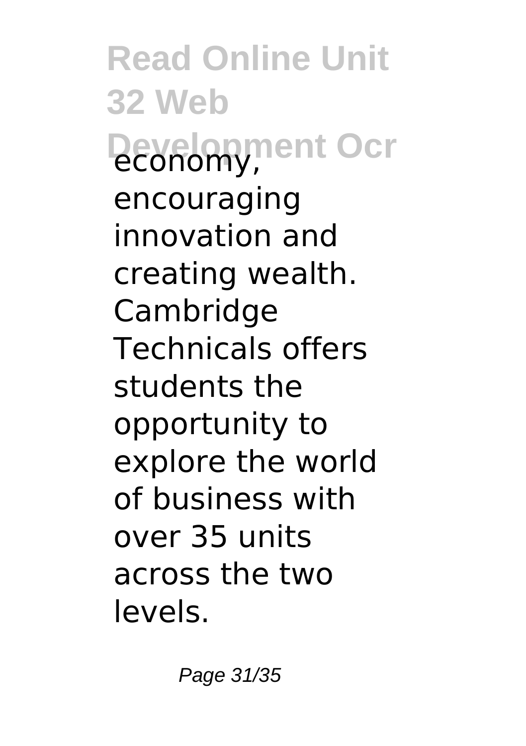economy, encouraging innovation and creating wealth. Cambridge Technicals offers students the opportunity to explore the world of business with over 35 units across the two levels.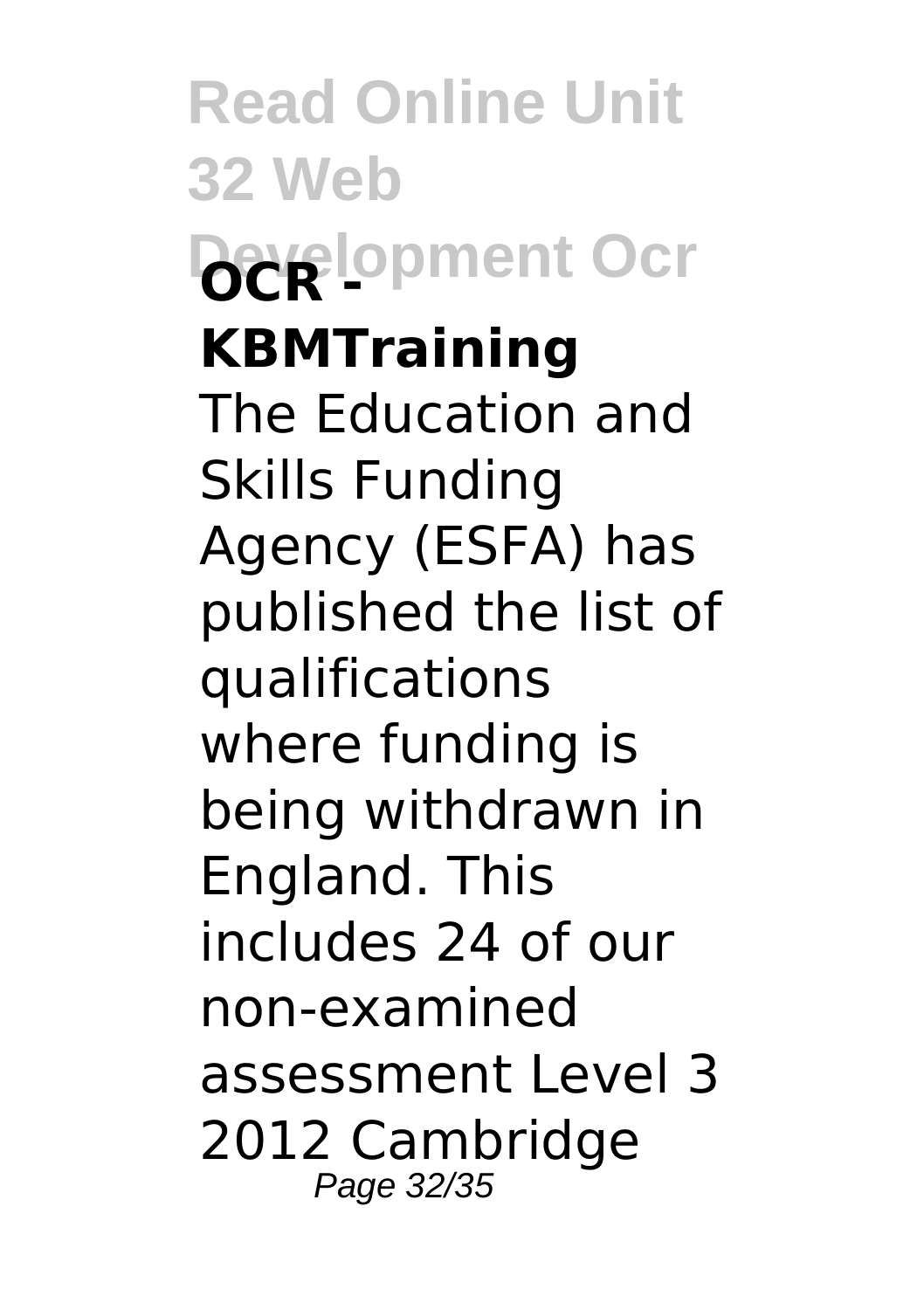**OCR - KBMTraining**

The Education and Skills Funding Agency (ESFA) has published the list of qualifications where funding is being withdrawn in England. This includes 24 of our non-examined assessment Level 3 2012 Cambridge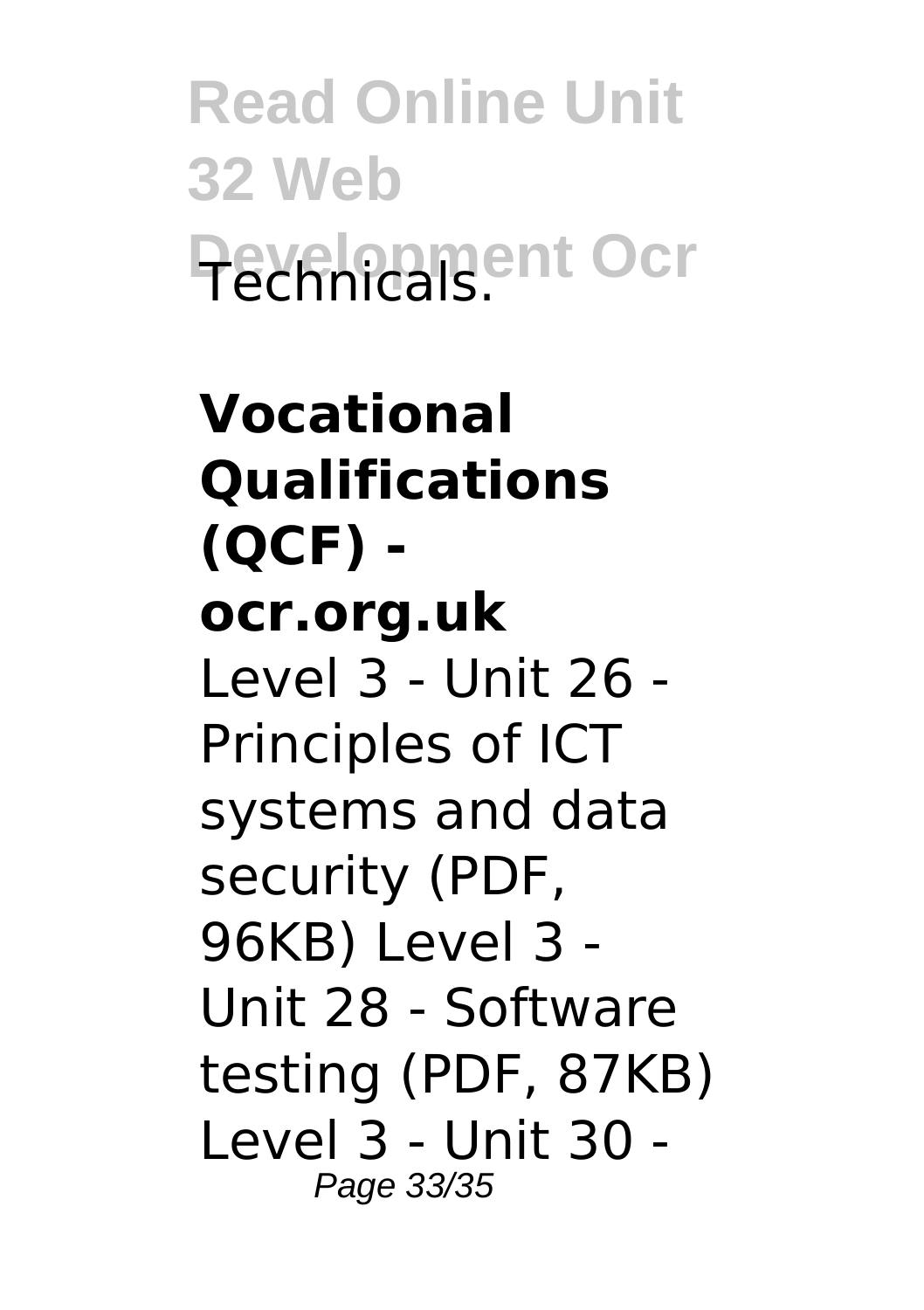Technicals.

**Vocational Qualifications (QCF) - ocr.org.uk**

Level 3 - Unit 26 - Principles of ICT systems and data security (PDF, 96KB) Level 3 - Unit 28 - Software testing (PDF, 87KB) Level 3 - Unit 30 -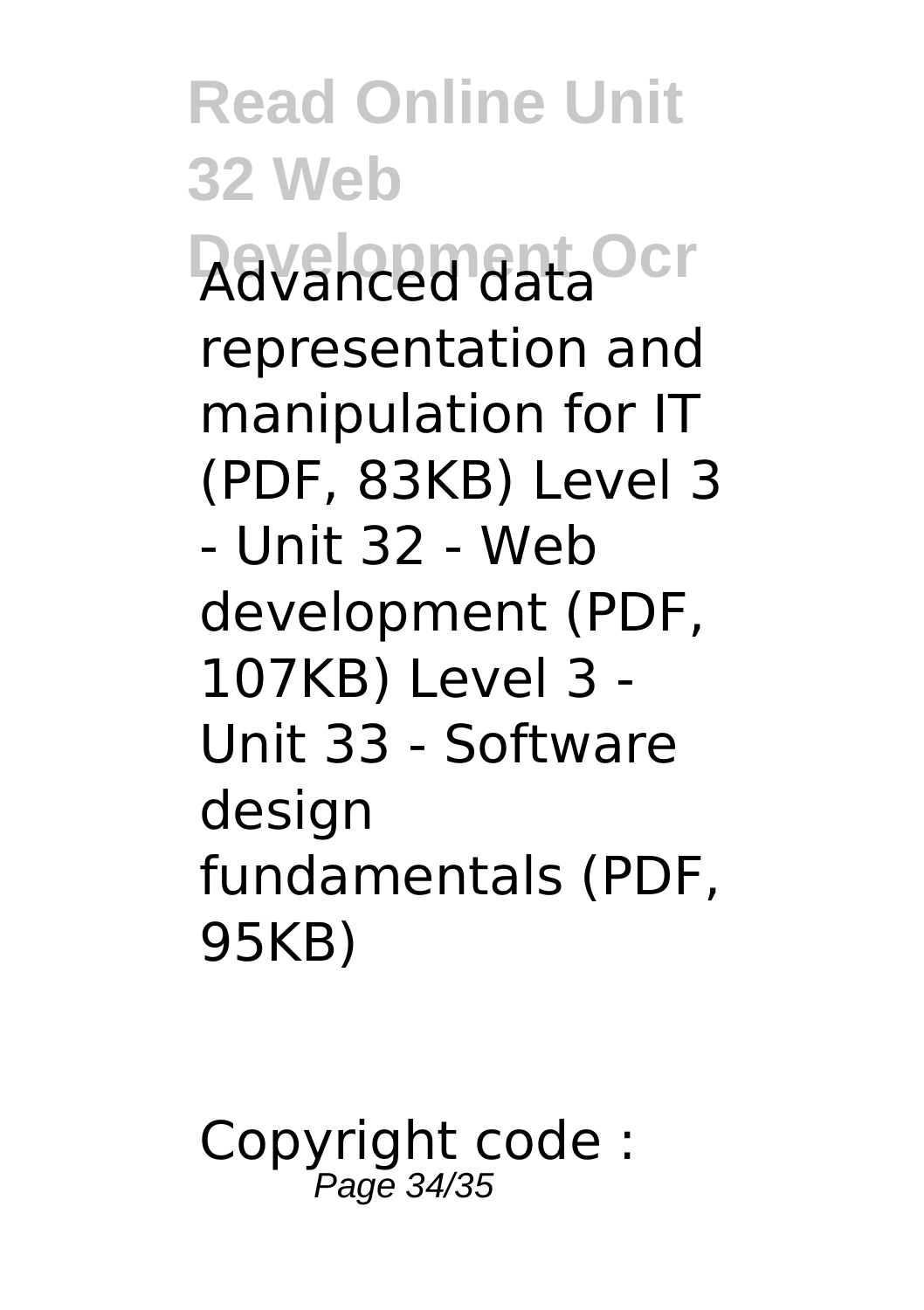Advanced data representation and manipulation for IT (PDF, 83KB) Level 3 - Unit 32 - Web development (PDF, 107KB) Level 3 - Unit 33 - Software design fundamentals (PDF, 95KB)

Copyright code :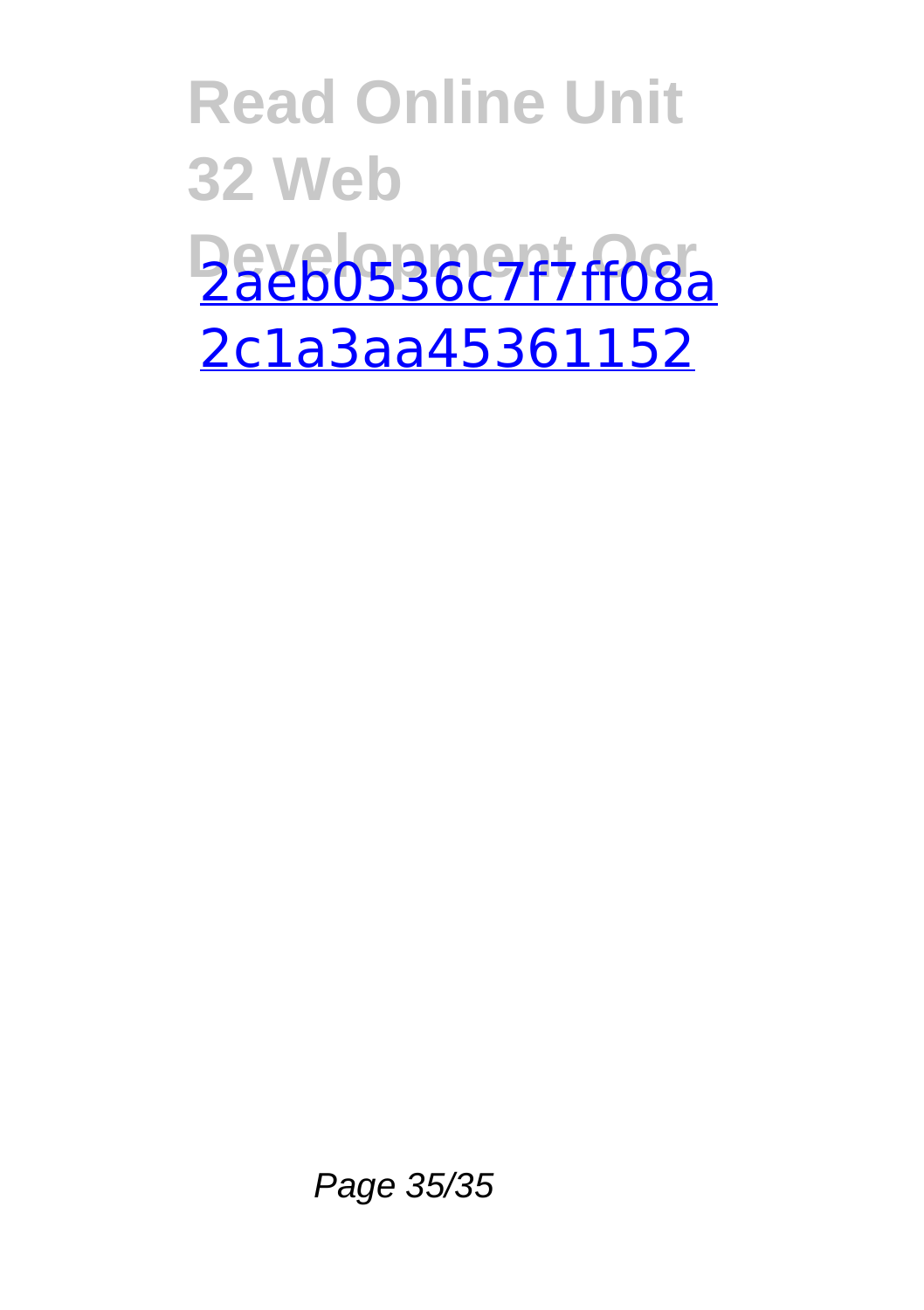[2aeb0536c7f7ff08a2c1a3aa45361152]